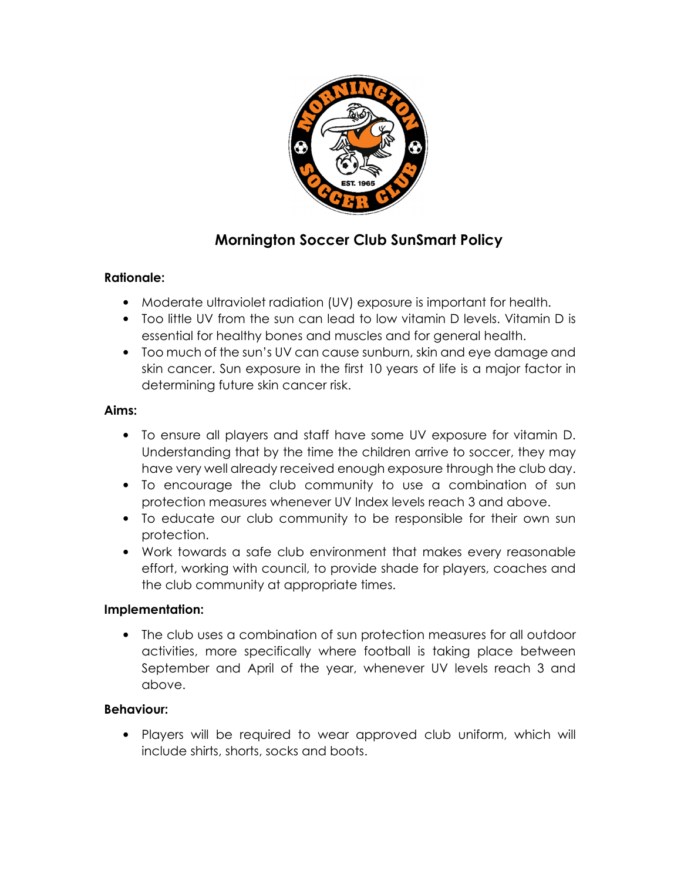# Mornington Soccer Club SunSmart Policy

**Rationale:**

- Moderate ultraviolet radiation (UV) exposure is important for health.
- Too little UV from the sun can lead to low vitamin D levels. Vitamin D is essential for healthy bones and muscles and for general health.
- Too much of the sun's UV can cause sunburn, skin and eye damage and skin cancer. Sun exposure in the first 10 years of life is a major factor in determining future skin cancer risk.

**Aims:**

- To ensure all players and staff have some UV exposure for vitamin D. Understanding that by the time the children arrive to soccer, they may have very well already received enough exposure through the club day.
- To encourage the club community to use a combination of sun protection measures whenever UV Index levels reach 3 and above.
- To educate our club community to be responsible for their own sun protection.
- Work towards a safe club environment that makes every reasonable effort, working with council, to provide shade for players, coaches and the club community at appropriate times.

**Implementation:**

- The club uses a combination of sun protection measures for all outdoor activities, more specifically where football is taking place between September and April of the year, whenever UV levels reach 3 and above.

**Behaviour:**

- Players will be required to wear approved club uniform, which will include shirts, shorts, socks and boots.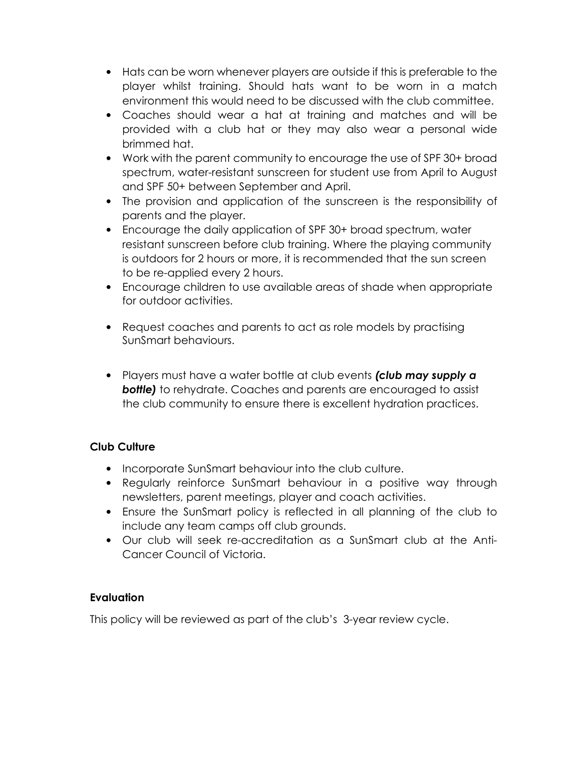- Hats can be worn whenever players are outside if this is preferable to the player whilst training. Should hats want to be worn in a match environment this would need to be discussed with the club committee.
- Coaches should wear a hat at training and matches and will be provided with a club hat or they may also wear a personal wide brimmed hat.
- Work with the parent community to encourage the use of SPF 30+ broad spectrum, water-resistant sunscreen for student use from April to August and SPF 50+ between September and April.
- The provision and application of the sunscreen is the responsibility of parents and the player.
- Encourage the daily application of SPF 30+ broad spectrum, water resistant sunscreen before club training. Where the playing community is outdoors for 2 hours or more, it is recommended that the sun screen to be re-applied every 2 hours.
- Encourage children to use available areas of shade when appropriate for outdoor activities.
- Request coaches and parents to act as role models by practising SunSmart behaviours.
- Players must have a water bottle at club events ***(club may supply a bottle)*** to rehydrate. Coaches and parents are encouraged to assist the club community to ensure there is excellent hydration practices.

**Club Culture**

- Incorporate SunSmart behaviour into the club culture.
- Regularly reinforce SunSmart behaviour in a positive way through newsletters, parent meetings, player and coach activities.
- Ensure the SunSmart policy is reflected in all planning of the club to include any team camps off club grounds.
- Our club will seek re-accreditation as a SunSmart club at the Anti-Cancer Council of Victoria.

**Evaluation**

This policy will be reviewed as part of the club's 3-year review cycle.